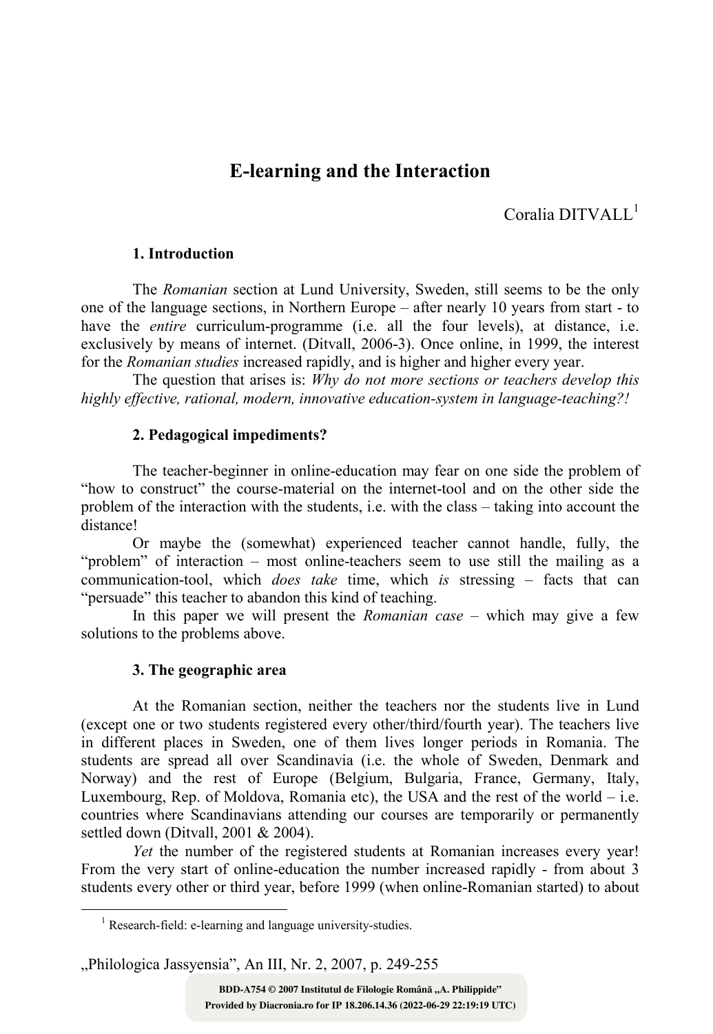# E-learning and the Interaction

Coralia DITVALL[1]

## 1. Introduction

The *Romanian* section at Lund University, Sweden, still seems to be the only one of the language sections, in Northern Europe – after nearly 10 years from start - to have the *entire* curriculum-programme (i.e. all the four levels), at distance, i.e. exclusively by means of internet. (Ditvall, 2006-3). Once online, in 1999, the interest for the *Romanian studies* increased rapidly, and is higher and higher every year.

The question that arises is: *Why do not more sections or teachers develop this highly effective, rational, modern, innovative education-system in language-teaching?!*

## 2. Pedagogical impediments?

The teacher-beginner in online-education may fear on one side the problem of "how to construct" the course-material on the internet-tool and on the other side the problem of the interaction with the students, i.e. with the class – taking into account the distance!

Or maybe the (somewhat) experienced teacher cannot handle, fully, the "problem" of interaction – most online-teachers seem to use still the mailing as a communication-tool, which *does take* time, which *is* stressing – facts that can "persuade" this teacher to abandon this kind of teaching.

In this paper we will present the *Romanian case* – which may give a few solutions to the problems above.

## 3. The geographic area

At the Romanian section, neither the teachers nor the students live in Lund (except one or two students registered every other/third/fourth year). The teachers live in different places in Sweden, one of them lives longer periods in Romania. The students are spread all over Scandinavia (i.e. the whole of Sweden, Denmark and Norway) and the rest of Europe (Belgium, Bulgaria, France, Germany, Italy, Luxembourg, Rep. of Moldova, Romania etc), the USA and the rest of the world – i.e. countries where Scandinavians attending our courses are temporarily or permanently settled down (Ditvall, 2001 & 2004).

*Yet* the number of the registered students at Romanian increases every year! From the very start of online-education the number increased rapidly - from about 3 students every other or third year, before 1999 (when online-Romanian started) to about

[1] Research-field: e-learning and language university-studies.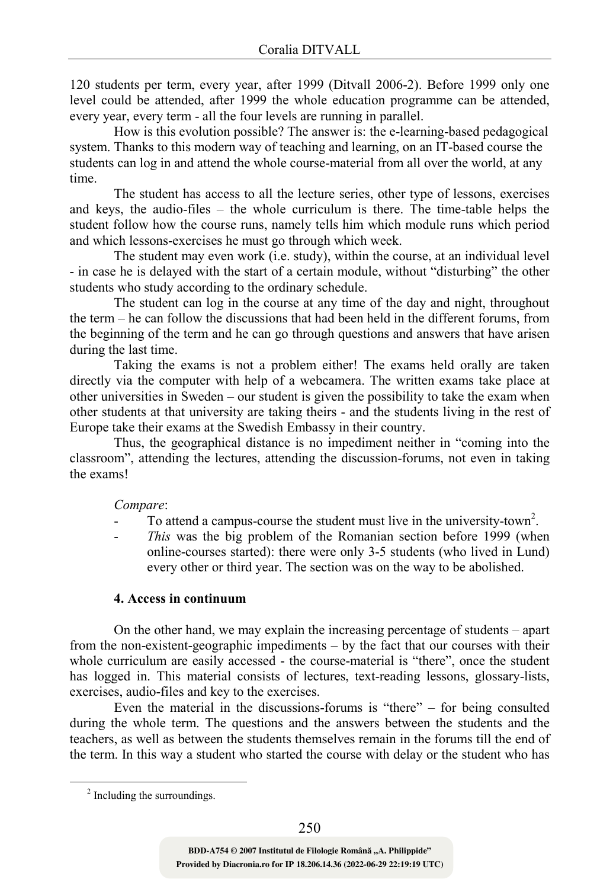120 students per term, every year, after 1999 (Ditvall 2006-2). Before 1999 only one level could be attended, after 1999 the whole education programme can be attended, every year, every term - all the four levels are running in parallel.

How is this evolution possible? The answer is: the e-learning-based pedagogical system. Thanks to this modern way of teaching and learning, on an IT-based course the students can log in and attend the whole course-material from all over the world, at any time.

The student has access to all the lecture series, other type of lessons, exercises and keys, the audio-files – the whole curriculum is there. The time-table helps the student follow how the course runs, namely tells him which module runs which period and which lessons-exercises he must go through which week.

The student may even work (i.e. study), within the course, at an individual level - in case he is delayed with the start of a certain module, without "disturbing" the other students who study according to the ordinary schedule.

The student can log in the course at any time of the day and night, throughout the term – he can follow the discussions that had been held in the different forums, from the beginning of the term and he can go through questions and answers that have arisen during the last time.

Taking the exams is not a problem either! The exams held orally are taken directly via the computer with help of a webcamera. The written exams take place at other universities in Sweden – our student is given the possibility to take the exam when other students at that university are taking theirs - and the students living in the rest of Europe take their exams at the Swedish Embassy in their country.

Thus, the geographical distance is no impediment neither in "coming into the classroom", attending the lectures, attending the discussion-forums, not even in taking the exams!

*Compare*:

- To attend a campus-course the student must live in the university-town[2].
- *This* was the big problem of the Romanian section before 1999 (when online-courses started): there were only 3-5 students (who lived in Lund) every other or third year. The section was on the way to be abolished.

### 4. Access in continuum

On the other hand, we may explain the increasing percentage of students – apart from the non-existent-geographic impediments – by the fact that our courses with their whole curriculum are easily accessed - the course-material is "there", once the student has logged in. This material consists of lectures, text-reading lessons, glossary-lists, exercises, audio-files and key to the exercises.

Even the material in the discussions-forums is "there" – for being consulted during the whole term. The questions and the answers between the students and the teachers, as well as between the students themselves remain in the forums till the end of the term. In this way a student who started the course with delay or the student who has

[2] Including the surroundings.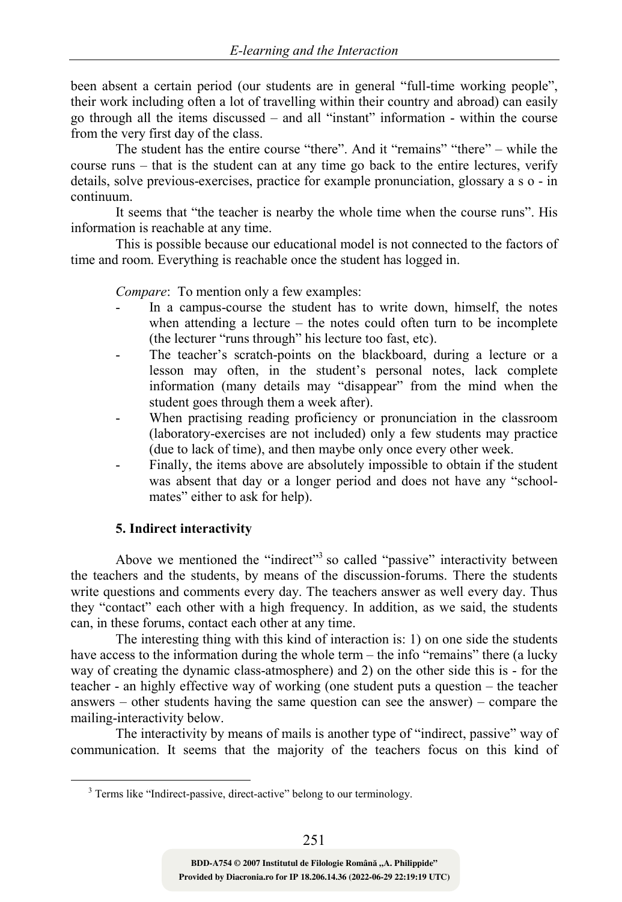been absent a certain period (our students are in general "full-time working people", their work including often a lot of travelling within their country and abroad) can easily go through all the items discussed – and all "instant" information - within the course from the very first day of the class.

The student has the entire course "there". And it "remains" "there" – while the course runs – that is the student can at any time go back to the entire lectures, verify details, solve previous-exercises, practice for example pronunciation, glossary a s o - in continuum.

It seems that "the teacher is nearby the whole time when the course runs". His information is reachable at any time.

This is possible because our educational model is not connected to the factors of time and room. Everything is reachable once the student has logged in.

*Compare*: To mention only a few examples:

- In a campus-course the student has to write down, himself, the notes when attending a lecture – the notes could often turn to be incomplete (the lecturer "runs through" his lecture too fast, etc).
- The teacher's scratch-points on the blackboard, during a lecture or a lesson may often, in the student's personal notes, lack complete information (many details may "disappear" from the mind when the student goes through them a week after).
- When practising reading proficiency or pronunciation in the classroom (laboratory-exercises are not included) only a few students may practice (due to lack of time), and then maybe only once every other week.
- Finally, the items above are absolutely impossible to obtain if the student was absent that day or a longer period and does not have any "school-mates" either to ask for help).

### 5. Indirect interactivity

Above we mentioned the "indirect"[3] so called "passive" interactivity between the teachers and the students, by means of the discussion-forums. There the students write questions and comments every day. The teachers answer as well every day. Thus they "contact" each other with a high frequency. In addition, as we said, the students can, in these forums, contact each other at any time.

The interesting thing with this kind of interaction is: 1) on one side the students have access to the information during the whole term – the info "remains" there (a lucky way of creating the dynamic class-atmosphere) and 2) on the other side this is - for the teacher - an highly effective way of working (one student puts a question – the teacher answers – other students having the same question can see the answer) – compare the mailing-interactivity below.

The interactivity by means of mails is another type of "indirect, passive" way of communication. It seems that the majority of the teachers focus on this kind of

[3] Terms like "Indirect-passive, direct-active" belong to our terminology.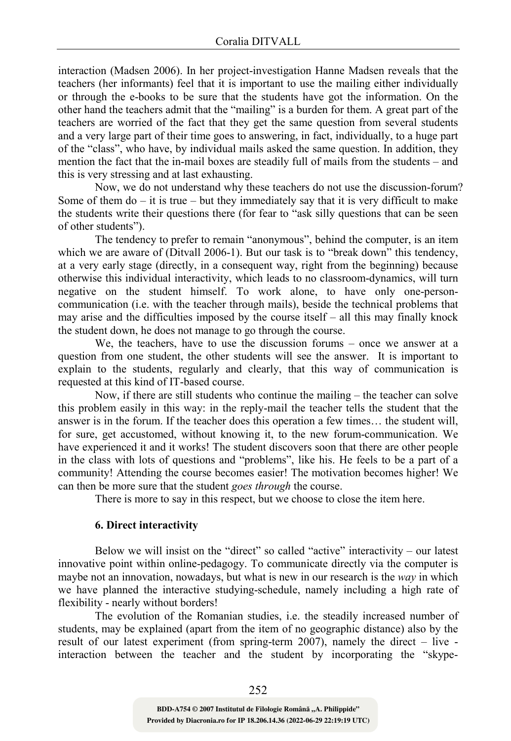interaction (Madsen 2006). In her project-investigation Hanne Madsen reveals that the teachers (her informants) feel that it is important to use the mailing either individually or through the e-books to be sure that the students have got the information. On the other hand the teachers admit that the "mailing" is a burden for them. A great part of the teachers are worried of the fact that they get the same question from several students and a very large part of their time goes to answering, in fact, individually, to a huge part of the "class", who have, by individual mails asked the same question. In addition, they mention the fact that the in-mail boxes are steadily full of mails from the students – and this is very stressing and at last exhausting.

Now, we do not understand why these teachers do not use the discussion-forum? Some of them do – it is true – but they immediately say that it is very difficult to make the students write their questions there (for fear to "ask silly questions that can be seen of other students").

The tendency to prefer to remain "anonymous", behind the computer, is an item which we are aware of (Ditvall 2006-1). But our task is to "break down" this tendency, at a very early stage (directly, in a consequent way, right from the beginning) because otherwise this individual interactivity, which leads to no classroom-dynamics, will turn negative on the student himself. To work alone, to have only one-person-communication (i.e. with the teacher through mails), beside the technical problems that may arise and the difficulties imposed by the course itself – all this may finally knock the student down, he does not manage to go through the course.

We, the teachers, have to use the discussion forums – once we answer at a question from one student, the other students will see the answer. It is important to explain to the students, regularly and clearly, that this way of communication is requested at this kind of IT-based course.

Now, if there are still students who continue the mailing – the teacher can solve this problem easily in this way: in the reply-mail the teacher tells the student that the answer is in the forum. If the teacher does this operation a few times… the student will, for sure, get accustomed, without knowing it, to the new forum-communication. We have experienced it and it works! The student discovers soon that there are other people in the class with lots of questions and "problems", like his. He feels to be a part of a community! Attending the course becomes easier! The motivation becomes higher! We can then be more sure that the student *goes through* the course.

There is more to say in this respect, but we choose to close the item here.

### 6. Direct interactivity

Below we will insist on the "direct" so called "active" interactivity – our latest innovative point within online-pedagogy. To communicate directly via the computer is maybe not an innovation, nowadays, but what is new in our research is the *way* in which we have planned the interactive studying-schedule, namely including a high rate of flexibility - nearly without borders!

The evolution of the Romanian studies, i.e. the steadily increased number of students, may be explained (apart from the item of no geographic distance) also by the result of our latest experiment (from spring-term 2007), namely the direct – live - interaction between the teacher and the student by incorporating the "skype-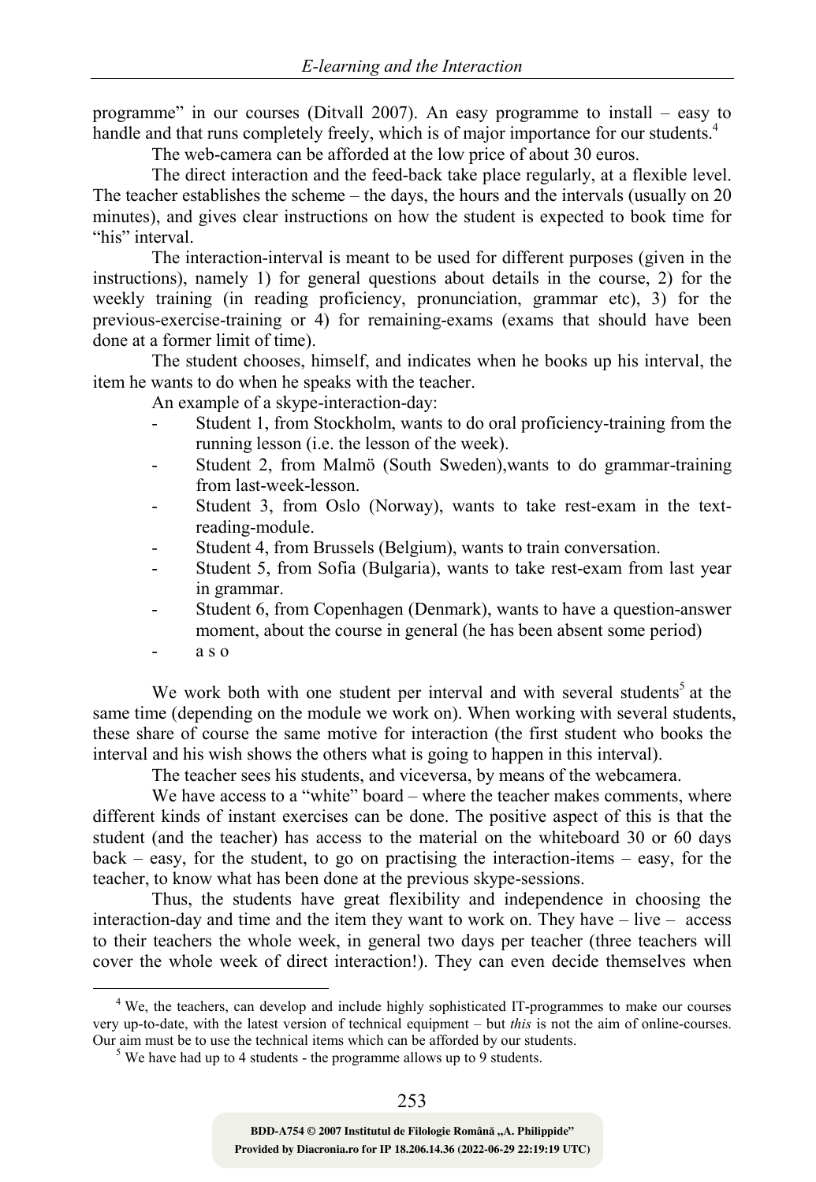programme" in our courses (Ditvall 2007). An easy programme to install – easy to handle and that runs completely freely, which is of major importance for our students.[4]

The web-camera can be afforded at the low price of about 30 euros.

The direct interaction and the feed-back take place regularly, at a flexible level. The teacher establishes the scheme – the days, the hours and the intervals (usually on 20 minutes), and gives clear instructions on how the student is expected to book time for "his" interval.

The interaction-interval is meant to be used for different purposes (given in the instructions), namely 1) for general questions about details in the course, 2) for the weekly training (in reading proficiency, pronunciation, grammar etc), 3) for the previous-exercise-training or 4) for remaining-exams (exams that should have been done at a former limit of time).

The student chooses, himself, and indicates when he books up his interval, the item he wants to do when he speaks with the teacher.

An example of a skype-interaction-day:

- Student 1, from Stockholm, wants to do oral proficiency-training from the running lesson (i.e. the lesson of the week).
- Student 2, from Malmö (South Sweden),wants to do grammar-training from last-week-lesson.
- Student 3, from Oslo (Norway), wants to take rest-exam in the text-reading-module.
- Student 4, from Brussels (Belgium), wants to train conversation.
- Student 5, from Sofia (Bulgaria), wants to take rest-exam from last year in grammar.
- Student 6, from Copenhagen (Denmark), wants to have a question-answer moment, about the course in general (he has been absent some period)
- a s o

We work both with one student per interval and with several students[5] at the same time (depending on the module we work on). When working with several students, these share of course the same motive for interaction (the first student who books the interval and his wish shows the others what is going to happen in this interval).

The teacher sees his students, and viceversa, by means of the webcamera.

We have access to a "white" board – where the teacher makes comments, where different kinds of instant exercises can be done. The positive aspect of this is that the student (and the teacher) has access to the material on the whiteboard 30 or 60 days back – easy, for the student, to go on practising the interaction-items – easy, for the teacher, to know what has been done at the previous skype-sessions.

Thus, the students have great flexibility and independence in choosing the interaction-day and time and the item they want to work on. They have – live – access to their teachers the whole week, in general two days per teacher (three teachers will cover the whole week of direct interaction!). They can even decide themselves when

[4] We, the teachers, can develop and include highly sophisticated IT-programmes to make our courses very up-to-date, with the latest version of technical equipment – but *this* is not the aim of online-courses. Our aim must be to use the technical items which can be afforded by our students.

[5] We have had up to 4 students - the programme allows up to 9 students.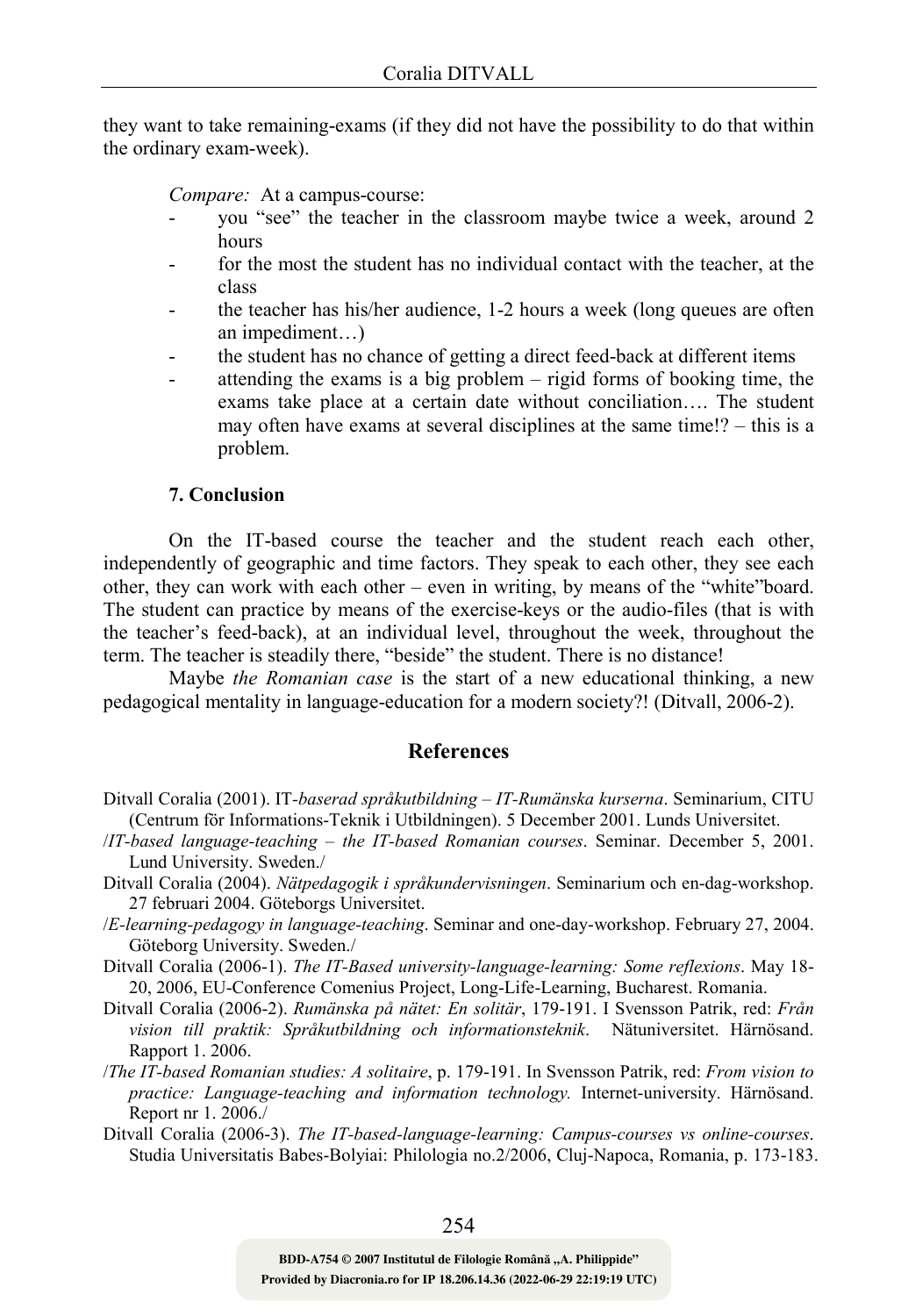they want to take remaining-exams (if they did not have the possibility to do that within the ordinary exam-week).

*Compare:* At a campus-course:

- you "see" the teacher in the classroom maybe twice a week, around 2 hours
- for the most the student has no individual contact with the teacher, at the class
- the teacher has his/her audience, 1-2 hours a week (long queues are often an impediment…)
- the student has no chance of getting a direct feed-back at different items
- attending the exams is a big problem – rigid forms of booking time, the exams take place at a certain date without conciliation…. The student may often have exams at several disciplines at the same time!? – this is a problem.

### 7. Conclusion

On the IT-based course the teacher and the student reach each other, independently of geographic and time factors. They speak to each other, they see each other, they can work with each other – even in writing, by means of the "white"board. The student can practice by means of the exercise-keys or the audio-files (that is with the teacher's feed-back), at an individual level, throughout the week, throughout the term. The teacher is steadily there, "beside" the student. There is no distance!

Maybe *the Romanian case* is the start of a new educational thinking, a new pedagogical mentality in language-education for a modern society?! (Ditvall, 2006-2).

## References

Ditvall Coralia (2001). IT-*baserad språkutbildning – IT-Rumänska kurserna*. Seminarium, CITU (Centrum för Informations-Teknik i Utbildningen). 5 December 2001. Lunds Universitet.

/*IT-based language-teaching – the IT-based Romanian courses*. Seminar. December 5, 2001. Lund University. Sweden./

Ditvall Coralia (2004). *Nätpedagogik i språkundervisningen*. Seminarium och en-dag-workshop. 27 februari 2004. Göteborgs Universitet.

/*E-learning-pedagogy in language-teaching*. Seminar and one-day-workshop. February 27, 2004. Göteborg University. Sweden./

Ditvall Coralia (2006-1). *The IT-Based university-language-learning: Some reflexions*. May 18-20, 2006, EU-Conference Comenius Project, Long-Life-Learning, Bucharest. Romania.

Ditvall Coralia (2006-2). *Rumänska på nätet: En solitär*, 179-191. I Svensson Patrik, red: *Från vision till praktik: Språkutbildning och informationsteknik*. Nätuniversitet. Härnösand. Rapport 1. 2006.

/*The IT-based Romanian studies: A solitaire*, p. 179-191. In Svensson Patrik, red: *From vision to practice: Language-teaching and information technology.* Internet-university. Härnösand. Report nr 1. 2006./

Ditvall Coralia (2006-3). *The IT-based-language-learning: Campus-courses vs online-courses*. Studia Universitatis Babes-Bolyiai: Philologia no.2/2006, Cluj-Napoca, Romania, p. 173-183.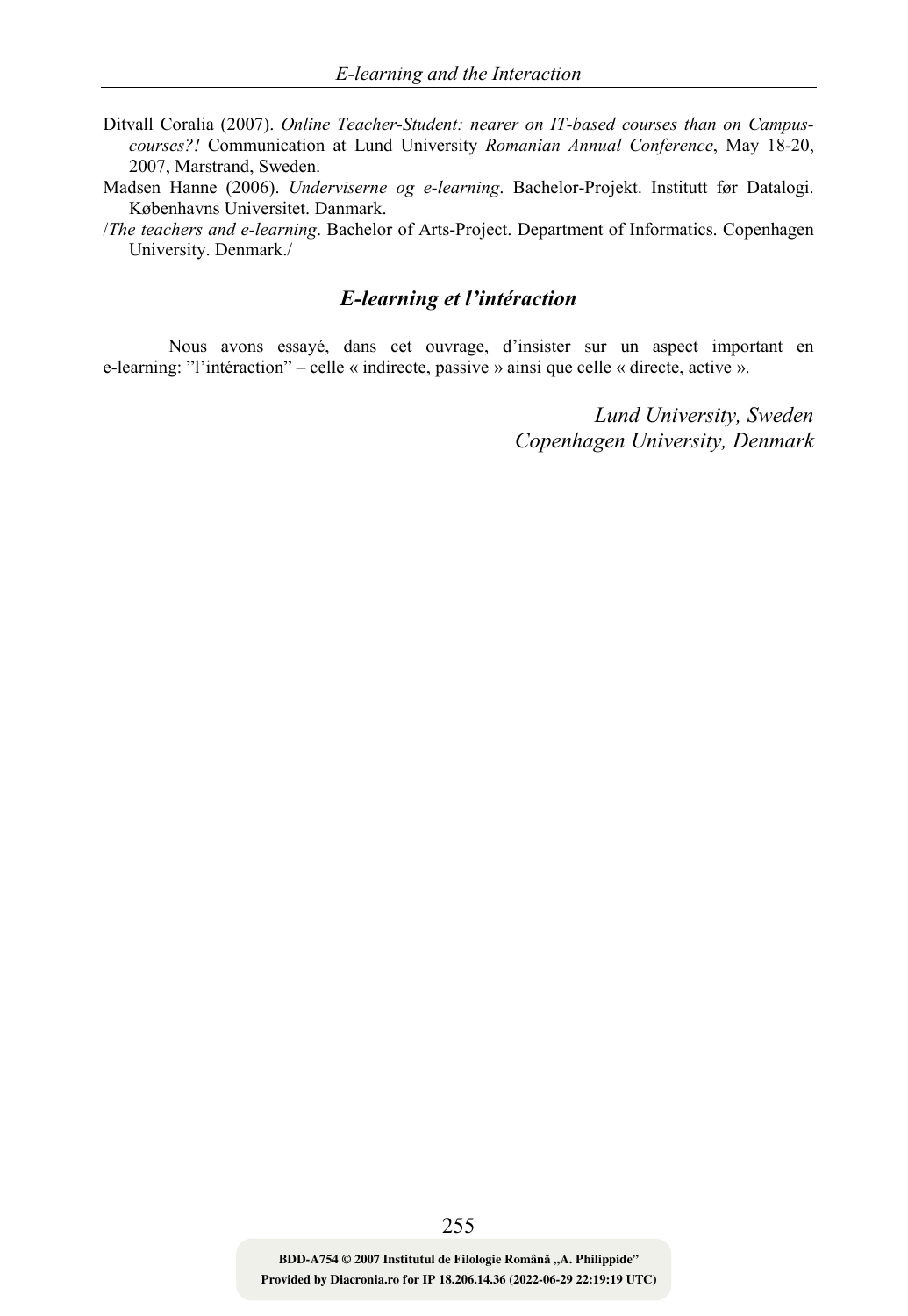Ditvall Coralia (2007). *Online Teacher-Student: nearer on IT-based courses than on Campus-courses?!* Communication at Lund University *Romanian Annual Conference*, May 18-20, 2007, Marstrand, Sweden.

Madsen Hanne (2006). *Underviserne og e-learning*. Bachelor-Projekt. Institutt før Datalogi. Københavns Universitet. Danmark.

/*The teachers and e-learning*. Bachelor of Arts-Project. Department of Informatics. Copenhagen University. Denmark./

## *E-learning et l'intéraction*

Nous avons essayé, dans cet ouvrage, d'insister sur un aspect important en e-learning: "l'intéraction" – celle « indirecte, passive » ainsi que celle « directe, active ».

*Lund University, Sweden*
*Copenhagen University, Denmark*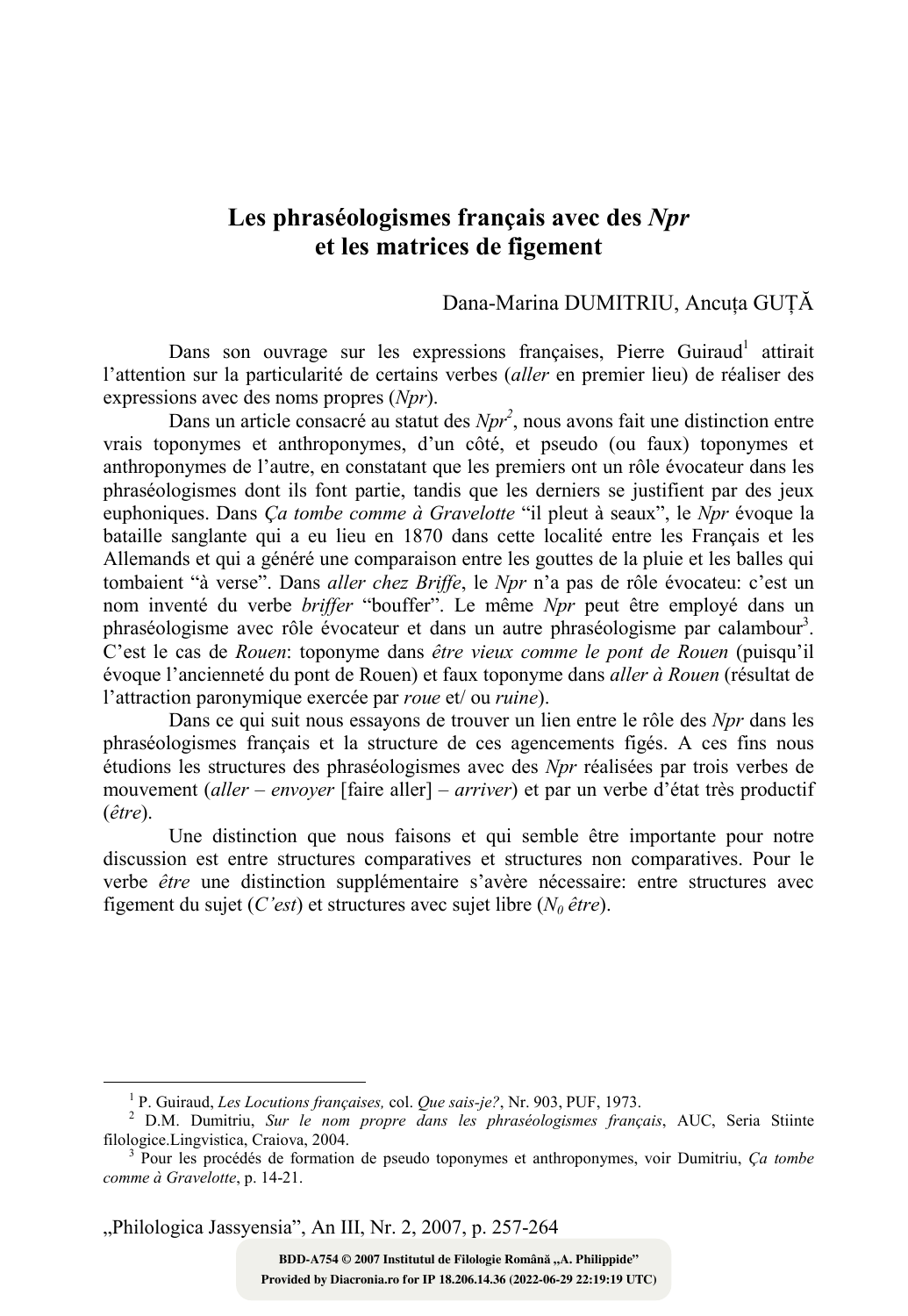# Les phraséologismes français avec des *Npr* et les matrices de figement

Dana-Marina DUMITRIU, Ancuța GUȚĂ

Dans son ouvrage sur les expressions françaises, Pierre Guiraud[1] attirait l'attention sur la particularité de certains verbes (*aller* en premier lieu) de réaliser des expressions avec des noms propres (*Npr*).

Dans un article consacré au statut des *Npr*[2], nous avons fait une distinction entre vrais toponymes et anthroponymes, d'un côté, et pseudo (ou faux) toponymes et anthroponymes de l'autre, en constatant que les premiers ont un rôle évocateur dans les phraséologismes dont ils font partie, tandis que les derniers se justifient par des jeux euphoniques. Dans *Ça tombe comme à Gravelotte* "il pleut à seaux", le *Npr* évoque la bataille sanglante qui a eu lieu en 1870 dans cette localité entre les Français et les Allemands et qui a généré une comparaison entre les gouttes de la pluie et les balles qui tombaient "à verse". Dans *aller chez Briffe*, le *Npr* n'a pas de rôle évocateu: c'est un nom inventé du verbe *briffer* "bouffer". Le même *Npr* peut être employé dans un phraséologisme avec rôle évocateur et dans un autre phraséologisme par calambour[3]. C'est le cas de *Rouen*: toponyme dans *être vieux comme le pont de Rouen* (puisqu'il évoque l'ancienneté du pont de Rouen) et faux toponyme dans *aller à Rouen* (résultat de l'attraction paronymique exercée par *roue* et/ ou *ruine*).

Dans ce qui suit nous essayons de trouver un lien entre le rôle des *Npr* dans les phraséologismes français et la structure de ces agencements figés. A ces fins nous étudions les structures des phraséologismes avec des *Npr* réalisées par trois verbes de mouvement (*aller* – *envoyer* [faire aller] – *arriver*) et par un verbe d'état très productif (*être*).

Une distinction que nous faisons et qui semble être importante pour notre discussion est entre structures comparatives et structures non comparatives. Pour le verbe *être* une distinction supplémentaire s'avère nécessaire: entre structures avec figement du sujet (*C'est*) et structures avec sujet libre ($N_0$ *être*).

---

[1] P. Guiraud, *Les Locutions françaises,* col. *Que sais-je?*, Nr. 903, PUF, 1973.

[2] D.M. Dumitriu, *Sur le nom propre dans les phraséologismes français*, AUC, Seria Stiinte filologice.Lingvistica, Craiova, 2004.

[3] Pour les procédés de formation de pseudo toponymes et anthroponymes, voir Dumitriu, *Ça tombe comme à Gravelotte*, p. 14-21.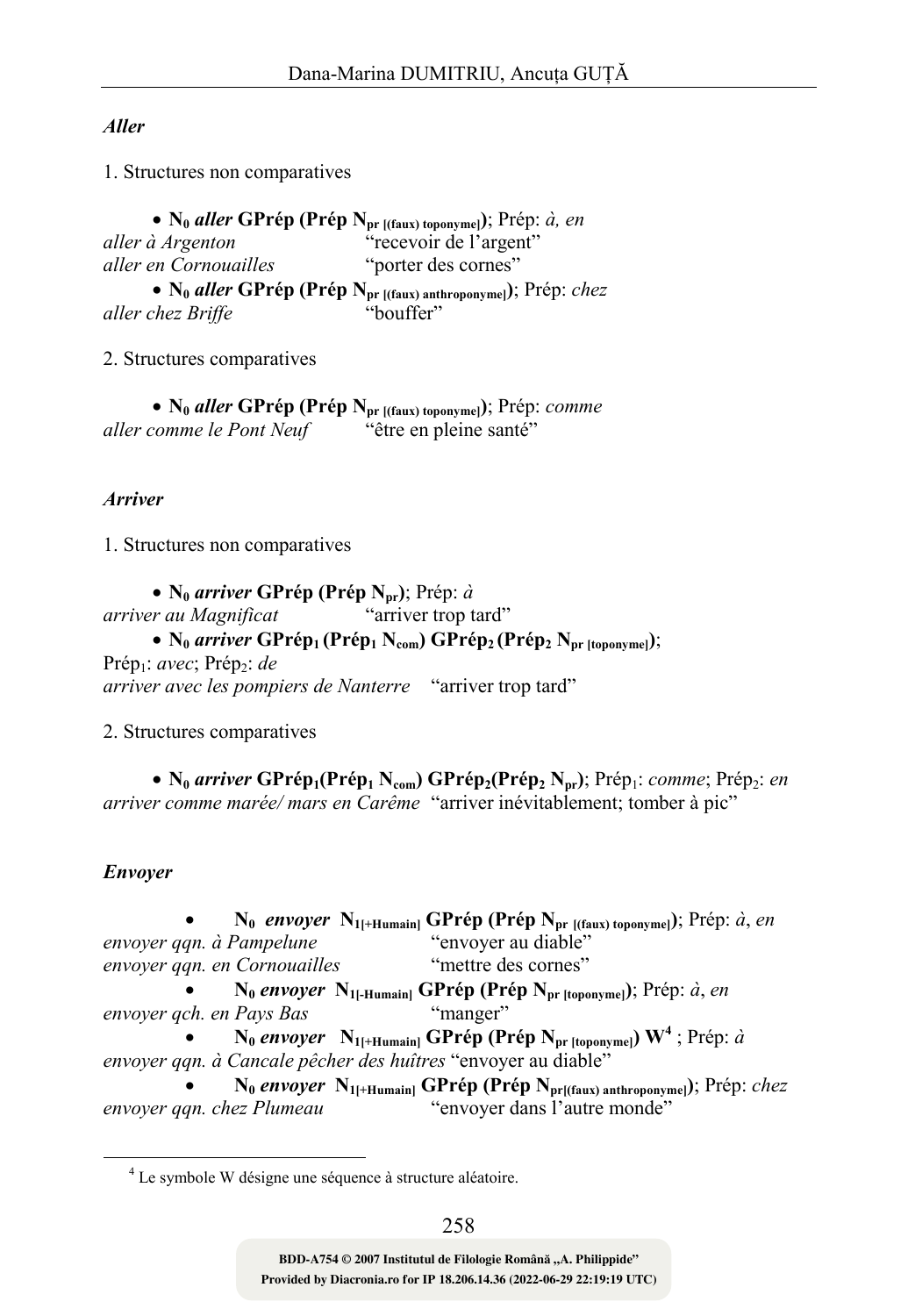***Aller***

1. Structures non comparatives

- **$N_0$ *aller* GPrép (Prép $N_{pr\ [(faux)\ toponyme]}$)**; Prép: *à, en*

*aller à Argenton* "recevoir de l'argent"
*aller en Cornouailles* "porter des cornes"

- **$N_0$ *aller* GPrép (Prép $N_{pr\ [(faux)\ anthroponyme]}$)**; Prép: *chez*

*aller chez Briffe* "bouffer"

2. Structures comparatives

- **$N_0$ *aller* GPrép (Prép $N_{pr\ [(faux)\ toponyme]}$)**; Prép: *comme*

*aller comme le Pont Neuf* "être en pleine santé"

***Arriver***

1. Structures non comparatives

- **$N_0$ *arriver* GPrép (Prép $N_{pr}$)**; Prép: *à*

*arriver au Magnificat* "arriver trop tard"

- **$N_0$ *arriver* $GPrép_1$ ($Prép_1$ $N_{com}$) $GPrép_2$ ($Prép_2$ $N_{pr\ [toponyme]}$)**; $Prép_1$: *avec*; $Prép_2$: *de*

*arriver avec les pompiers de Nanterre* "arriver trop tard"

2. Structures comparatives

- **$N_0$ *arriver* $GPrép_1$($Prép_1$ $N_{com}$) $GPrép_2$($Prép_2$ $N_{pr}$)**; $Prép_1$: *comme*; $Prép_2$: *en*

*arriver comme marée/ mars en Carême* "arriver inévitablement; tomber à pic"

***Envoyer***

- **$N_0$ *envoyer* $N_{1[+Humain]}$ GPrép (Prép $N_{pr\ [(faux)\ toponyme]}$)**; Prép: *à*, *en*

*envoyer qqn. à Pampelune* "envoyer au diable"
*envoyer qqn. en Cornouailles* "mettre des cornes"

- **$N_0$ *envoyer* $N_{1[-Humain]}$ GPrép (Prép $N_{pr\ [toponyme]}$)**; Prép: *à*, *en*

*envoyer qch. en Pays Bas* "manger"

- **$N_0$ *envoyer* $N_{1[+Humain]}$ GPrép (Prép $N_{pr\ [toponyme]}$) W[4]** ; Prép: *à*

*envoyer qqn. à Cancale pêcher des huîtres* "envoyer au diable"

- **$N_0$ *envoyer* $N_{1[+Humain]}$ GPrép (Prép $N_{pr[(faux)\ anthroponyme]}$)**; Prép: *chez*

*envoyer qqn. chez Plumeau* "envoyer dans l'autre monde"

---

[4] Le symbole W désigne une séquence à structure aléatoire.